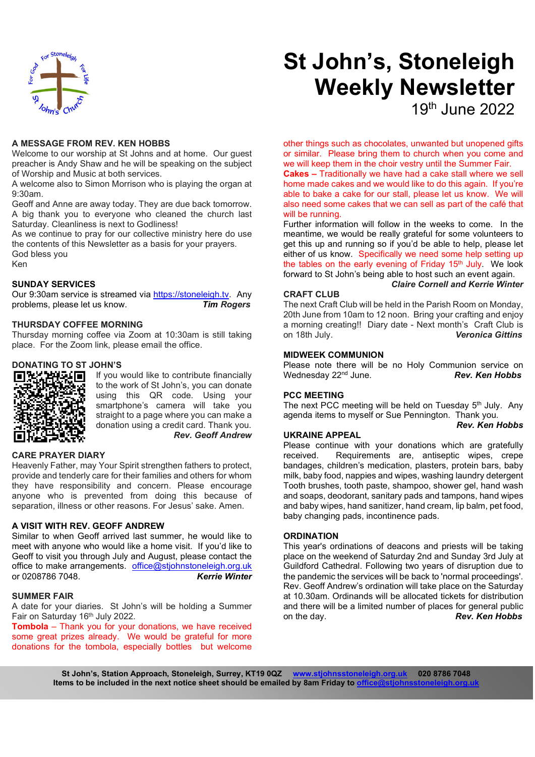# St John's, Stoneleigh Weekly Newsletter

19th June 2022

## A MESSAGE FROM REV. KEN HOBBS

Welcome to our worship at St Johns and at home. Our guest preacher is Andy Shaw and he will be speaking on the subject of Worship and Music at both services.

A welcome also to Simon Morrison who is playing the organ at 9:30am.

Geoff and Anne are away today. They are due back tomorrow.

A big thank you to everyone who cleaned the church last Saturday. Cleanliness is next to Godliness!

As we continue to pray for our collective ministry here do use the contents of this Newsletter as a basis for your prayers.

God bless you

Ken

## SUNDAY SERVICES

Our 9:30am service is streamed via https://stoneleigh.tv. Any problems, please let us know.

***Tim Rogers***

## THURSDAY COFFEE MORNING

Thursday morning coffee via Zoom at 10:30am is still taking place. For the Zoom link, please email the office.

## DONATING TO ST JOHN'S

If you would like to contribute financially to the work of St John's, you can donate using this QR code. Using your smartphone's camera will take you straight to a page where you can make a donation using a credit card. Thank you.

***Rev. Geoff Andrew***

## CARE PRAYER DIARY

Heavenly Father, may Your Spirit strengthen fathers to protect, provide and tenderly care for their families and others for whom they have responsibility and concern. Please encourage anyone who is prevented from doing this because of separation, illness or other reasons. For Jesus' sake. Amen.

## A VISIT WITH REV. GEOFF ANDREW

Similar to when Geoff arrived last summer, he would like to meet with anyone who would like a home visit. If you'd like to Geoff to visit you through July and August, please contact the office to make arrangements. office@stjohnstoneleigh.org.uk or 0208786 7048.

***Kerrie Winter***

## SUMMER FAIR

A date for your diaries. St John's will be holding a Summer Fair on Saturday 16th July 2022.

**Tombola** – Thank you for your donations, we have received some great prizes already. We would be grateful for more donations for the tombola, especially bottles but welcome other things such as chocolates, unwanted but unopened gifts or similar. Please bring them to church when you come and we will keep them in the choir vestry until the Summer Fair.

**Cakes** – Traditionally we have had a cake stall where we sell home made cakes and we would like to do this again. If you're able to bake a cake for our stall, please let us know. We will also need some cakes that we can sell as part of the café that will be running.

Further information will follow in the weeks to come. In the meantime, we would be really grateful for some volunteers to get this up and running so if you'd be able to help, please let either of us know. Specifically we need some help setting up the tables on the early evening of Friday 15th July. We look forward to St John's being able to host such an event again.

***Claire Cornell and Kerrie Winter***

## CRAFT CLUB

The next Craft Club will be held in the Parish Room on Monday, 20th June from 10am to 12 noon. Bring your crafting and enjoy a morning creating!! Diary date - Next month's Craft Club is on 18th July.

***Veronica Gittins***

## MIDWEEK COMMUNION

Please note there will be no Holy Communion service on Wednesday 22nd June.

***Rev. Ken Hobbs***

## PCC MEETING

The next PCC meeting will be held on Tuesday 5th July. Any agenda items to myself or Sue Pennington. Thank you.

***Rev. Ken Hobbs***

## UKRAINE APPEAL

Please continue with your donations which are gratefully received. Requirements are, antiseptic wipes, crepe bandages, children's medication, plasters, protein bars, baby milk, baby food, nappies and wipes, washing laundry detergent Tooth brushes, tooth paste, shampoo, shower gel, hand wash and soaps, deodorant, sanitary pads and tampons, hand wipes and baby wipes, hand sanitizer, hand cream, lip balm, pet food, baby changing pads, incontinence pads.

## ORDINATION

This year's ordinations of deacons and priests will be taking place on the weekend of Saturday 2nd and Sunday 3rd July at Guildford Cathedral. Following two years of disruption due to the pandemic the services will be back to 'normal proceedings'. Rev. Geoff Andrew's ordination will take place on the Saturday at 10.30am. Ordinands will be allocated tickets for distribution and there will be a limited number of places for general public on the day.

***Rev. Ken Hobbs***

**St John's, Station Approach, Stoneleigh, Surrey, KT19 0QZ www.stjohnsstoneleigh.org.uk 020 8786 7048**
**Items to be included in the next notice sheet should be emailed by 8am Friday to office@stjohnsstoneleigh.org.uk**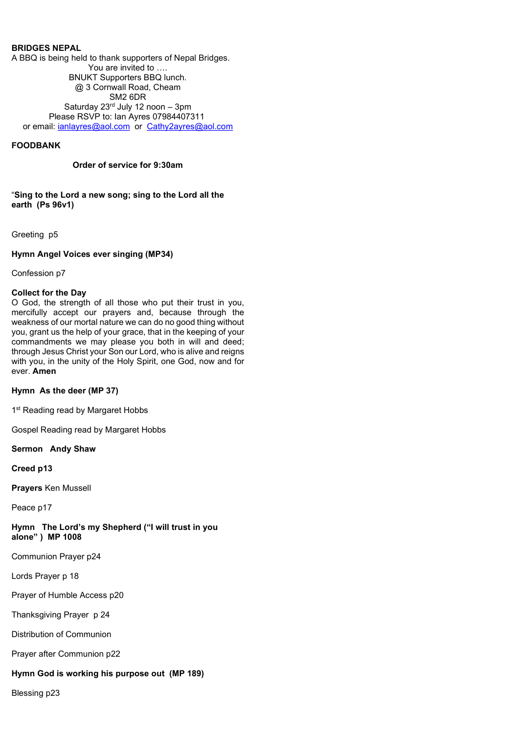**BRIDGES NEPAL**

A BBQ is being held to thank supporters of Nepal Bridges.

You are invited to ….
BNUKT Supporters BBQ lunch.
@ 3 Cornwall Road, Cheam
SM2 6DR
Saturday 23rd July 12 noon – 3pm
Please RSVP to: Ian Ayres 07984407311
or email: ianlayres@aol.com or Cathy2ayres@aol.com

**FOODBANK**

**Order of service for 9:30am**

"**Sing to the Lord a new song; sing to the Lord all the earth (Ps 96v1)**

Greeting p5

**Hymn Angel Voices ever singing (MP34)**

Confession p7

**Collect for the Day**

O God, the strength of all those who put their trust in you, mercifully accept our prayers and, because through the weakness of our mortal nature we can do no good thing without you, grant us the help of your grace, that in the keeping of your commandments we may please you both in will and deed; through Jesus Christ your Son our Lord, who is alive and reigns with you, in the unity of the Holy Spirit, one God, now and for ever. **Amen**

**Hymn As the deer (MP 37)**

1st Reading read by Margaret Hobbs

Gospel Reading read by Margaret Hobbs

**Sermon Andy Shaw**

**Creed p13**

**Prayers** Ken Mussell

Peace p17

**Hymn The Lord's my Shepherd ("I will trust in you alone") MP 1008**

Communion Prayer p24

Lords Prayer p 18

Prayer of Humble Access p20

Thanksgiving Prayer p 24

Distribution of Communion

Prayer after Communion p22

**Hymn God is working his purpose out (MP 189)**

Blessing p23